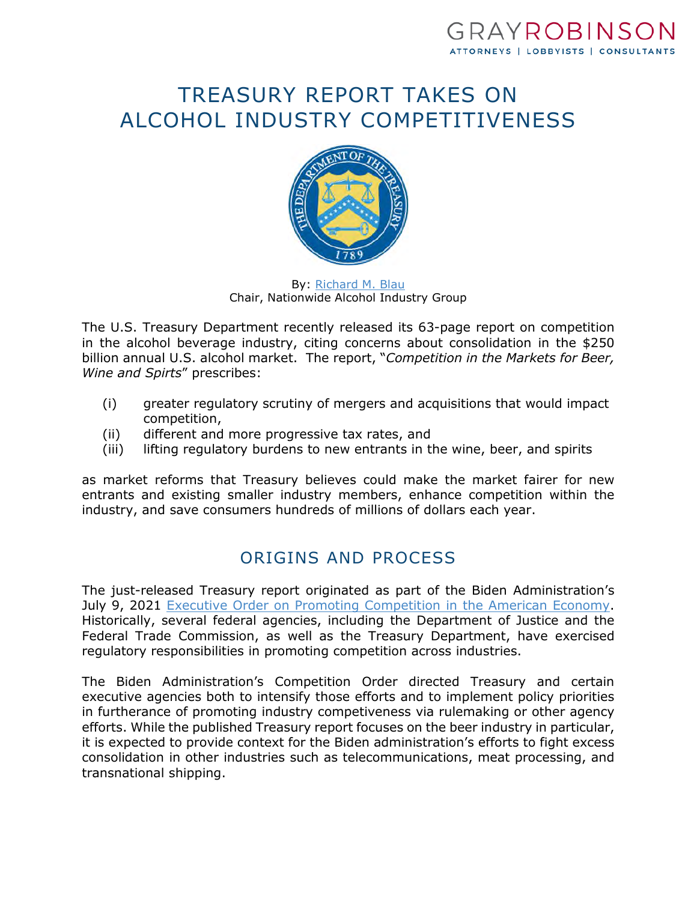# TREASURY REPORT TAKES ON ALCOHOL INDUSTRY COMPETITIVENESS

By: [Richard M. Blau](#)
Chair, Nationwide Alcohol Industry Group

The U.S. Treasury Department recently released its 63-page report on competition in the alcohol beverage industry, citing concerns about consolidation in the $250 billion annual U.S. alcohol market. The report, "*Competition in the Markets for Beer, Wine and Spirts*" prescribes:

(i) greater regulatory scrutiny of mergers and acquisitions that would impact competition,
(ii) different and more progressive tax rates, and
(iii) lifting regulatory burdens to new entrants in the wine, beer, and spirits

as market reforms that Treasury believes could make the market fairer for new entrants and existing smaller industry members, enhance competition within the industry, and save consumers hundreds of millions of dollars each year.

## ORIGINS AND PROCESS

The just-released Treasury report originated as part of the Biden Administration's July 9, 2021 [Executive Order on Promoting Competition in the American Economy](#). Historically, several federal agencies, including the Department of Justice and the Federal Trade Commission, as well as the Treasury Department, have exercised regulatory responsibilities in promoting competition across industries.

The Biden Administration's Competition Order directed Treasury and certain executive agencies both to intensify those efforts and to implement policy priorities in furtherance of promoting industry competiveness via rulemaking or other agency efforts. While the published Treasury report focuses on the beer industry in particular, it is expected to provide context for the Biden administration's efforts to fight excess consolidation in other industries such as telecommunications, meat processing, and transnational shipping.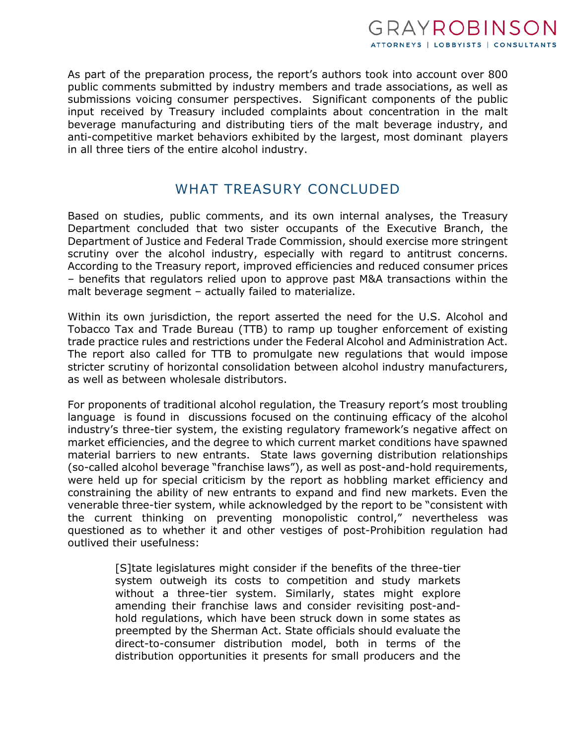As part of the preparation process, the report's authors took into account over 800 public comments submitted by industry members and trade associations, as well as submissions voicing consumer perspectives. Significant components of the public input received by Treasury included complaints about concentration in the malt beverage manufacturing and distributing tiers of the malt beverage industry, and anti-competitive market behaviors exhibited by the largest, most dominant players in all three tiers of the entire alcohol industry.

## WHAT TREASURY CONCLUDED

Based on studies, public comments, and its own internal analyses, the Treasury Department concluded that two sister occupants of the Executive Branch, the Department of Justice and Federal Trade Commission, should exercise more stringent scrutiny over the alcohol industry, especially with regard to antitrust concerns. According to the Treasury report, improved efficiencies and reduced consumer prices – benefits that regulators relied upon to approve past M&A transactions within the malt beverage segment – actually failed to materialize.

Within its own jurisdiction, the report asserted the need for the U.S. Alcohol and Tobacco Tax and Trade Bureau (TTB) to ramp up tougher enforcement of existing trade practice rules and restrictions under the Federal Alcohol and Administration Act. The report also called for TTB to promulgate new regulations that would impose stricter scrutiny of horizontal consolidation between alcohol industry manufacturers, as well as between wholesale distributors.

For proponents of traditional alcohol regulation, the Treasury report's most troubling language is found in discussions focused on the continuing efficacy of the alcohol industry's three-tier system, the existing regulatory framework's negative affect on market efficiencies, and the degree to which current market conditions have spawned material barriers to new entrants. State laws governing distribution relationships (so-called alcohol beverage "franchise laws"), as well as post-and-hold requirements, were held up for special criticism by the report as hobbling market efficiency and constraining the ability of new entrants to expand and find new markets. Even the venerable three-tier system, while acknowledged by the report to be "consistent with the current thinking on preventing monopolistic control," nevertheless was questioned as to whether it and other vestiges of post-Prohibition regulation had outlived their usefulness:

> [S]tate legislatures might consider if the benefits of the three-tier system outweigh its costs to competition and study markets without a three-tier system. Similarly, states might explore amending their franchise laws and consider revisiting post-and-hold regulations, which have been struck down in some states as preempted by the Sherman Act. State officials should evaluate the direct-to-consumer distribution model, both in terms of the distribution opportunities it presents for small producers and the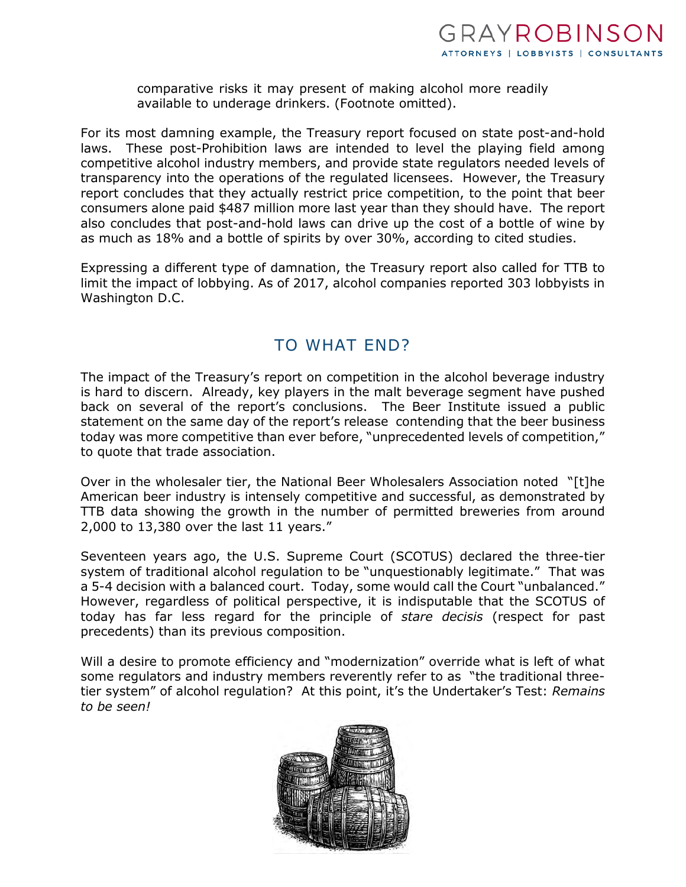comparative risks it may present of making alcohol more readily available to underage drinkers. (Footnote omitted).

For its most damning example, the Treasury report focused on state post-and-hold laws. These post-Prohibition laws are intended to level the playing field among competitive alcohol industry members, and provide state regulators needed levels of transparency into the operations of the regulated licensees. However, the Treasury report concludes that they actually restrict price competition, to the point that beer consumers alone paid $487 million more last year than they should have. The report also concludes that post-and-hold laws can drive up the cost of a bottle of wine by as much as 18% and a bottle of spirits by over 30%, according to cited studies.

Expressing a different type of damnation, the Treasury report also called for TTB to limit the impact of lobbying. As of 2017, alcohol companies reported 303 lobbyists in Washington D.C.

## TO WHAT END?

The impact of the Treasury's report on competition in the alcohol beverage industry is hard to discern. Already, key players in the malt beverage segment have pushed back on several of the report's conclusions. The Beer Institute issued a public statement on the same day of the report's release contending that the beer business today was more competitive than ever before, "unprecedented levels of competition," to quote that trade association.

Over in the wholesaler tier, the National Beer Wholesalers Association noted "[t]he American beer industry is intensely competitive and successful, as demonstrated by TTB data showing the growth in the number of permitted breweries from around 2,000 to 13,380 over the last 11 years."

Seventeen years ago, the U.S. Supreme Court (SCOTUS) declared the three-tier system of traditional alcohol regulation to be "unquestionably legitimate." That was a 5-4 decision with a balanced court. Today, some would call the Court "unbalanced." However, regardless of political perspective, it is indisputable that the SCOTUS of today has far less regard for the principle of *stare decisis* (respect for past precedents) than its previous composition.

Will a desire to promote efficiency and "modernization" override what is left of what some regulators and industry members reverently refer to as "the traditional three-tier system" of alcohol regulation? At this point, it's the Undertaker's Test: *Remains to be seen!*